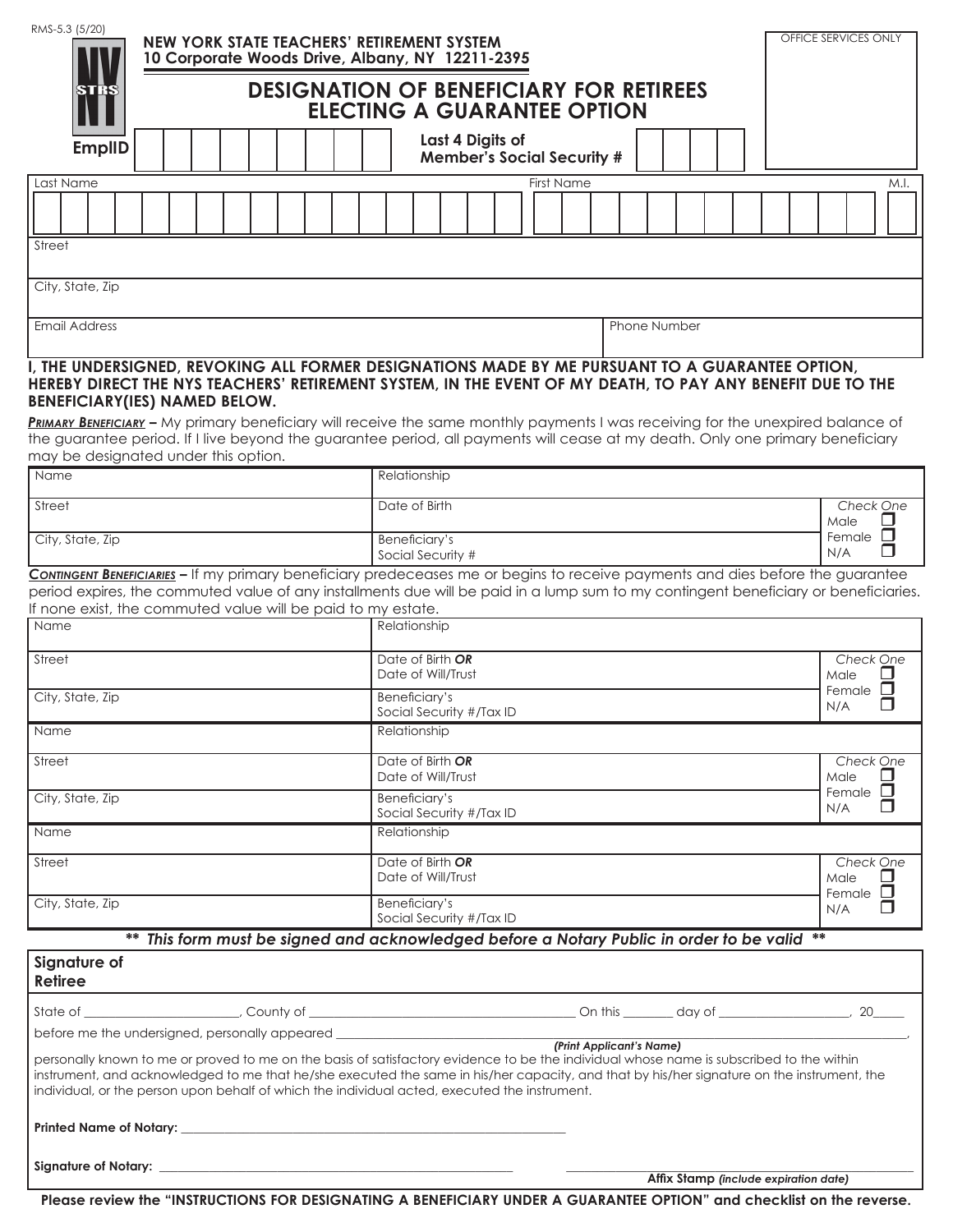RMS-5.3 (5/20)

NEW YORK STATE TEACHERS' RETIREMENT SYSTEM
10 Corporate Woods Drive, Albany, NY 12211-2395

OFFICE SERVICES ONLY

# DESIGNATION OF BENEFICIARY FOR RETIREES ELECTING A GUARANTEE OPTION

| EmplID | | Last 4 Digits of Member's Social Security # | |
|---|---|---|---|

| Last Name | First Name | M.I. |
|---|---|---|
| | | |

| | |
|---|---|
| Street | |
| City, State, Zip | |
| Email Address | Phone Number |

**I, THE UNDERSIGNED, REVOKING ALL FORMER DESIGNATIONS MADE BY ME PURSUANT TO A GUARANTEE OPTION, HEREBY DIRECT THE NYS TEACHERS' RETIREMENT SYSTEM, IN THE EVENT OF MY DEATH, TO PAY ANY BENEFIT DUE TO THE BENEFICIARY(IES) NAMED BELOW.**

***PRIMARY BENEFICIARY*** **–** My primary beneficiary will receive the same monthly payments I was receiving for the unexpired balance of the guarantee period. If I live beyond the guarantee period, all payments will cease at my death. Only one primary beneficiary may be designated under this option.

| | | |
|---|---|---|
| Name | Relationship | |
| Street | Date of Birth | Check One: Male ☐ Female ☐ N/A ☐ |
| City, State, Zip | Beneficiary's Social Security # | |

***CONTINGENT BENEFICIARIES*** **–** If my primary beneficiary predeceases me or begins to receive payments and dies before the guarantee period expires, the commuted value of any installments due will be paid in a lump sum to my contingent beneficiary or beneficiaries. If none exist, the commuted value will be paid to my estate.

| | | |
|---|---|---|
| Name | Relationship | |
| Street | Date of Birth ***OR*** Date of Will/Trust | Check One: Male ☐ Female ☐ N/A ☐ |
| City, State, Zip | Beneficiary's Social Security #/Tax ID | |
| Name | Relationship | |
| Street | Date of Birth ***OR*** Date of Will/Trust | Check One: Male ☐ Female ☐ N/A ☐ |
| City, State, Zip | Beneficiary's Social Security #/Tax ID | |
| Name | Relationship | |
| Street | Date of Birth ***OR*** Date of Will/Trust | Check One: Male ☐ Female ☐ N/A ☐ |
| City, State, Zip | Beneficiary's Social Security #/Tax ID | |

***\*\* This form must be signed and acknowledged before a Notary Public in order to be valid \*\****

**Signature of Retiree**

State of ______________________, County of ______________________________________ On this _______ day of __________________, 20_____

before me the undersigned, personally appeared ______________________________________________________________________,
***(Print Applicant's Name)***

personally known to me or proved to me on the basis of satisfactory evidence to be the individual whose name is subscribed to the within instrument, and acknowledged to me that he/she executed the same in his/her capacity, and that by his/her signature on the instrument, the individual, or the person upon behalf of which the individual acted, executed the instrument.

**Printed Name of Notary:** ____________________________________________________________

**Signature of Notary:** ____________________________________________________________

____________________________________________
**Affix Stamp** ***(include expiration date)***

**Please review the "INSTRUCTIONS FOR DESIGNATING A BENEFICIARY UNDER A GUARANTEE OPTION" and checklist on the reverse.**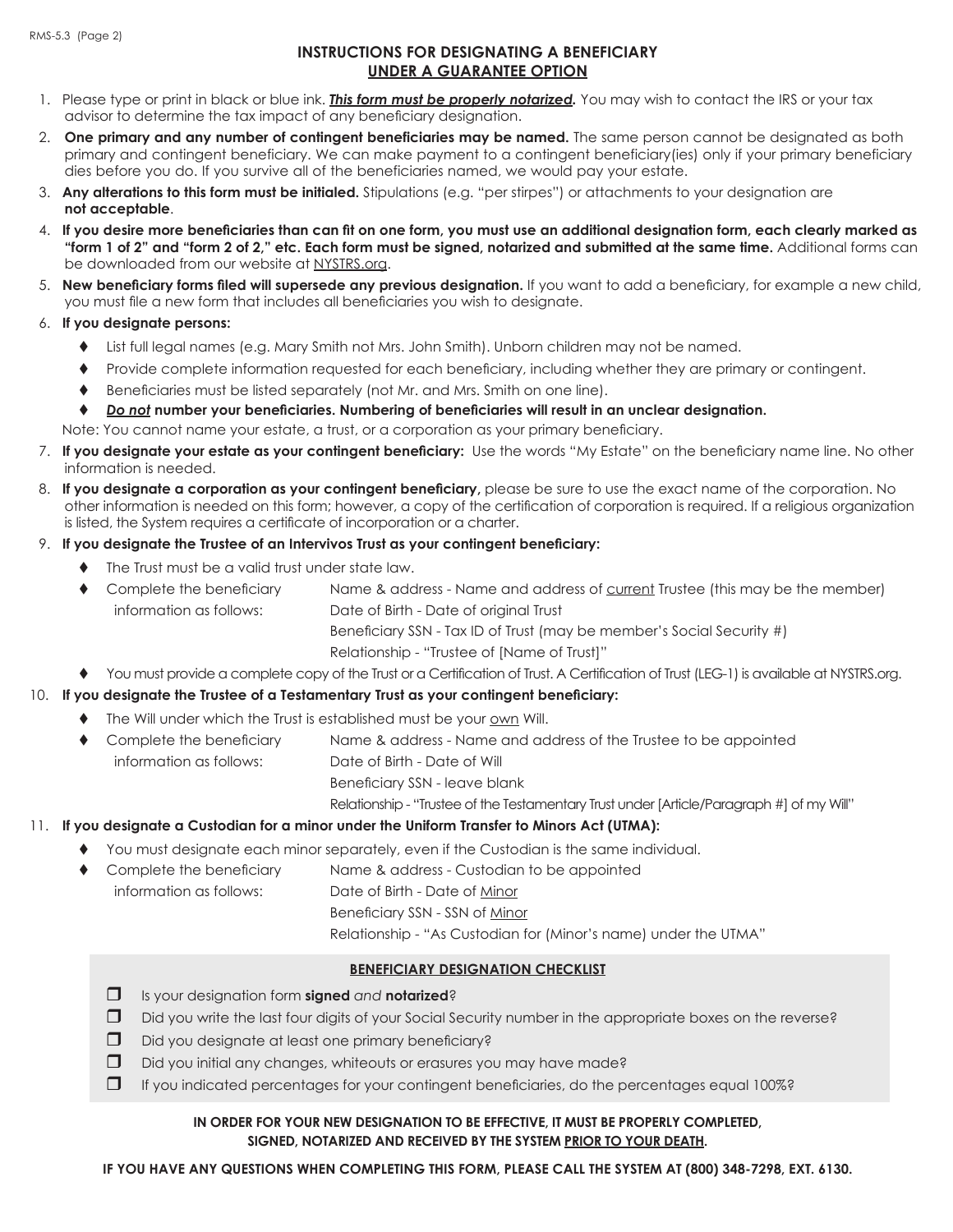## INSTRUCTIONS FOR DESIGNATING A BENEFICIARY UNDER A GUARANTEE OPTION

1. Please type or print in black or blue ink. ***This form must be properly notarized.*** You may wish to contact the IRS or your tax advisor to determine the tax impact of any beneficiary designation.
2. **One primary and any number of contingent beneficiaries may be named.** The same person cannot be designated as both primary and contingent beneficiary. We can make payment to a contingent beneficiary(ies) only if your primary beneficiary dies before you do. If you survive all of the beneficiaries named, we would pay your estate.
3. **Any alterations to this form must be initialed.** Stipulations (e.g. "per stirpes") or attachments to your designation are **not acceptable**.
4. **If you desire more beneficiaries than can fit on one form, you must use an additional designation form, each clearly marked as "form 1 of 2" and "form 2 of 2," etc. Each form must be signed, notarized and submitted at the same time.** Additional forms can be downloaded from our website at NYSTRS.org.
5. **New beneficiary forms filed will supersede any previous designation.** If you want to add a beneficiary, for example a new child, you must file a new form that includes all beneficiaries you wish to designate.
6. **If you designate persons:**
   - List full legal names (e.g. Mary Smith not Mrs. John Smith). Unborn children may not be named.
   - Provide complete information requested for each beneficiary, including whether they are primary or contingent.
   - Beneficiaries must be listed separately (not Mr. and Mrs. Smith on one line).
   - ***Do not*** **number your beneficiaries. Numbering of beneficiaries will result in an unclear designation.**

   Note: You cannot name your estate, a trust, or a corporation as your primary beneficiary.
7. **If you designate your estate as your contingent beneficiary:** Use the words "My Estate" on the beneficiary name line. No other information is needed.
8. **If you designate a corporation as your contingent beneficiary,** please be sure to use the exact name of the corporation. No other information is needed on this form; however, a copy of the certification of corporation is required. If a religious organization is listed, the System requires a certificate of incorporation or a charter.
9. **If you designate the Trustee of an Intervivos Trust as your contingent beneficiary:**
   - The Trust must be a valid trust under state law.
   - Complete the beneficiary information as follows:
     - Name & address - Name and address of current Trustee (this may be the member)
     - Date of Birth - Date of original Trust
     - Beneficiary SSN - Tax ID of Trust (may be member's Social Security #)
     - Relationship - "Trustee of [Name of Trust]"
   - You must provide a complete copy of the Trust or a Certification of Trust. A Certification of Trust (LEG-1) is available at NYSTRS.org.
10. **If you designate the Trustee of a Testamentary Trust as your contingent beneficiary:**
    - The Will under which the Trust is established must be your own Will.
    - Complete the beneficiary information as follows:
      - Name & address - Name and address of the Trustee to be appointed
      - Date of Birth - Date of Will
      - Beneficiary SSN - leave blank
      - Relationship - "Trustee of the Testamentary Trust under [Article/Paragraph #] of my Will"
11. **If you designate a Custodian for a minor under the Uniform Transfer to Minors Act (UTMA):**
    - You must designate each minor separately, even if the Custodian is the same individual.
    - Complete the beneficiary information as follows:
      - Name & address - Custodian to be appointed
      - Date of Birth - Date of Minor
      - Beneficiary SSN - SSN of Minor
      - Relationship - "As Custodian for (Minor's name) under the UTMA"

### BENEFICIARY DESIGNATION CHECKLIST

- ☐ Is your designation form **signed** *and* **notarized**?
- ☐ Did you write the last four digits of your Social Security number in the appropriate boxes on the reverse?
- ☐ Did you designate at least one primary beneficiary?
- ☐ Did you initial any changes, whiteouts or erasures you may have made?
- ☐ If you indicated percentages for your contingent beneficiaries, do the percentages equal 100%?

**IN ORDER FOR YOUR NEW DESIGNATION TO BE EFFECTIVE, IT MUST BE PROPERLY COMPLETED, SIGNED, NOTARIZED AND RECEIVED BY THE SYSTEM PRIOR TO YOUR DEATH.**

**IF YOU HAVE ANY QUESTIONS WHEN COMPLETING THIS FORM, PLEASE CALL THE SYSTEM AT (800) 348-7298, EXT. 6130.**